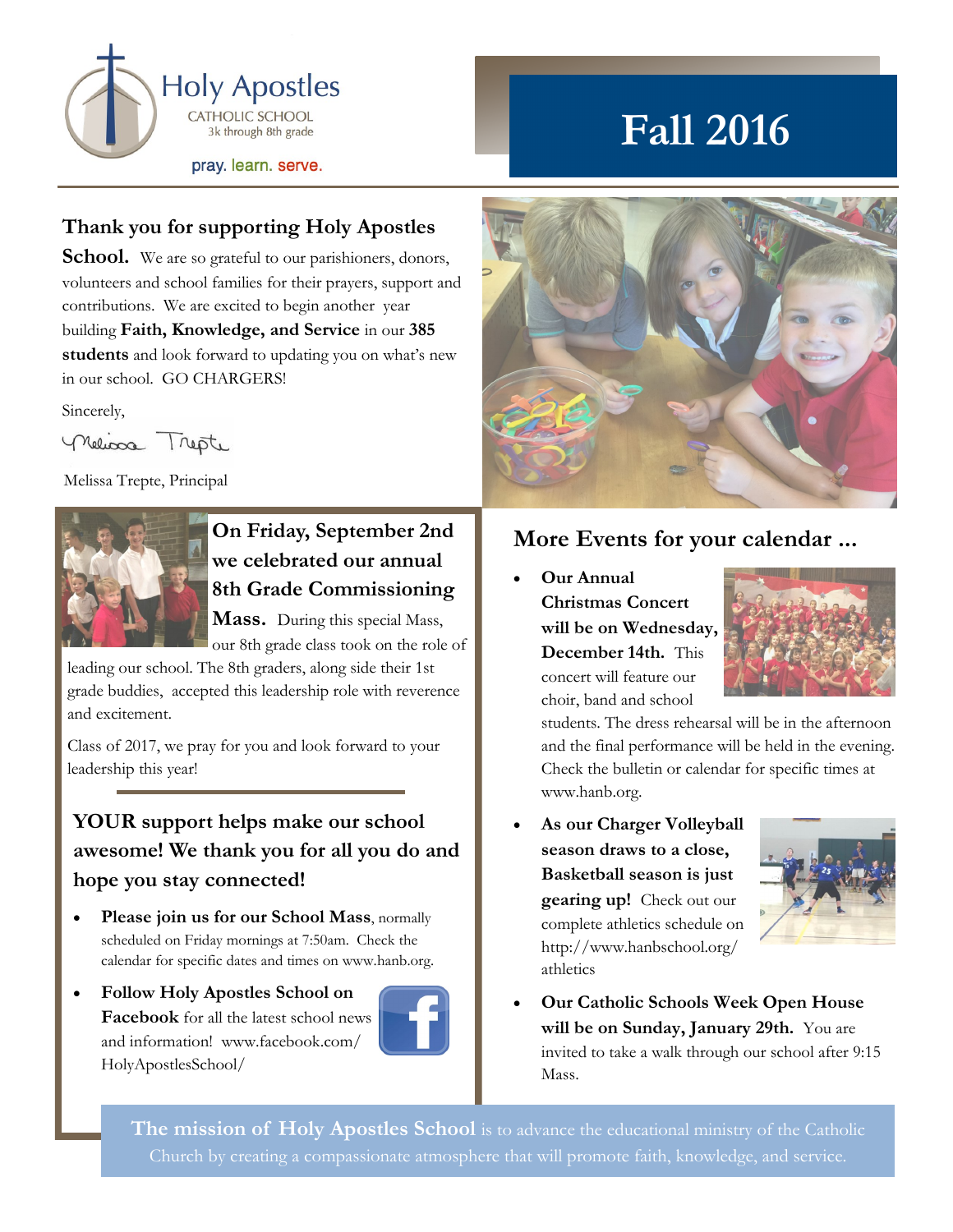Holy Apostles
CATHOLIC SCHOOL
3k through 8th grade

pray. learn. serve.

# Fall 2016

## Thank you for supporting Holy Apostles School.

We are so grateful to our parishioners, donors, volunteers and school families for their prayers, support and contributions. We are excited to begin another year building **Faith, Knowledge, and Service** in our **385 students** and look forward to updating you on what's new in our school. GO CHARGERS!

Sincerely,

Melissa Trepte, Principal

### On Friday, September 2nd we celebrated our annual 8th Grade Commissioning Mass.

During this special Mass, our 8th grade class took on the role of leading our school. The 8th graders, along side their 1st grade buddies, accepted this leadership role with reverence and excitement.

Class of 2017, we pray for you and look forward to your leadership this year!

### YOUR support helps make our school awesome! We thank you for all you do and hope you stay connected!

- **Please join us for our School Mass**, normally scheduled on Friday mornings at 7:50am. Check the calendar for specific dates and times on www.hanb.org.
- **Follow Holy Apostles School on Facebook** for all the latest school news and information! www.facebook.com/HolyApostlesSchool/

## More Events for your calendar ...

- **Our Annual Christmas Concert will be on Wednesday, December 14th.** This concert will feature our choir, band and school students. The dress rehearsal will be in the afternoon and the final performance will be held in the evening. Check the bulletin or calendar for specific times at www.hanb.org.
- **As our Charger Volleyball season draws to a close, Basketball season is just gearing up!** Check out our complete athletics schedule on http://www.hanbschool.org/athletics
- **Our Catholic Schools Week Open House will be on Sunday, January 29th.** You are invited to take a walk through our school after 9:15 Mass.

**The mission of Holy Apostles School** is to advance the educational ministry of the Catholic Church by creating a compassionate atmosphere that will promote faith, knowledge, and service.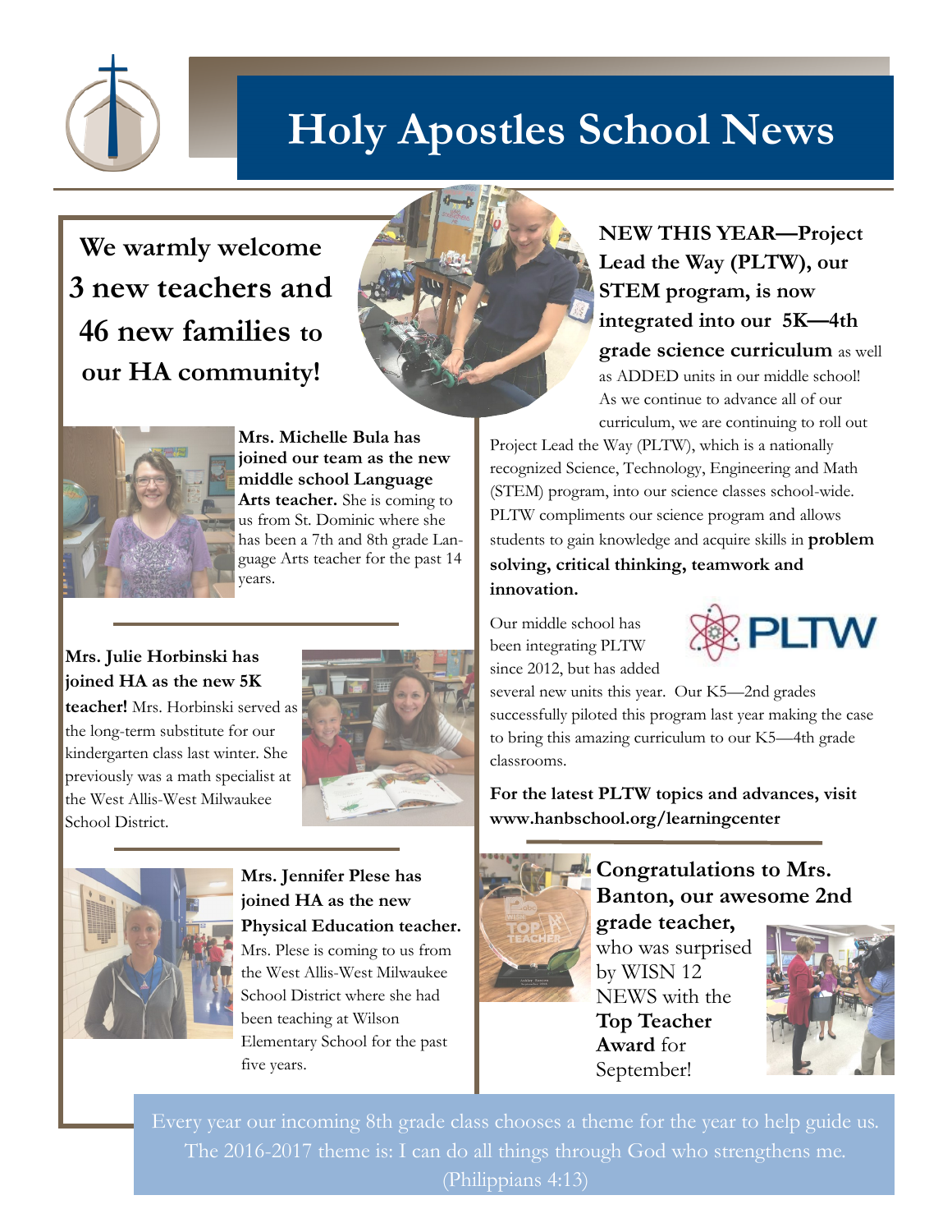# Holy Apostles School News

**We warmly welcome 3 new teachers and 46 new families to our HA community!**

**Mrs. Michelle Bula has joined our team as the new middle school Language Arts teacher.** She is coming to us from St. Dominic where she has been a 7th and 8th grade Language Arts teacher for the past 14 years.

**Mrs. Julie Horbinski has joined HA as the new 5K teacher!** Mrs. Horbinski served as the long-term substitute for our kindergarten class last winter. She previously was a math specialist at the West Allis-West Milwaukee School District.

**Mrs. Jennifer Plese has joined HA as the new Physical Education teacher.** Mrs. Plese is coming to us from the West Allis-West Milwaukee School District where she had been teaching at Wilson Elementary School for the past five years.

**NEW THIS YEAR—Project Lead the Way (PLTW), our STEM program, is now integrated into our 5K—4th grade science curriculum** as well as ADDED units in our middle school! As we continue to advance all of our curriculum, we are continuing to roll out Project Lead the Way (PLTW), which is a nationally recognized Science, Technology, Engineering and Math (STEM) program, into our science classes school-wide. PLTW compliments our science program and allows students to gain knowledge and acquire skills in **problem solving, critical thinking, teamwork and innovation.**

Our middle school has been integrating PLTW since 2012, but has added several new units this year. Our K5—2nd grades successfully piloted this program last year making the case to bring this amazing curriculum to our K5—4th grade classrooms.

**For the latest PLTW topics and advances, visit www.hanbschool.org/learningcenter**

**Congratulations to Mrs. Banton, our awesome 2nd grade teacher,** who was surprised by WISN 12 NEWS with the **Top Teacher Award** for September!

Every year our incoming 8th grade class chooses a theme for the year to help guide us. The 2016-2017 theme is: I can do all things through God who strengthens me. (Philippians 4:13)